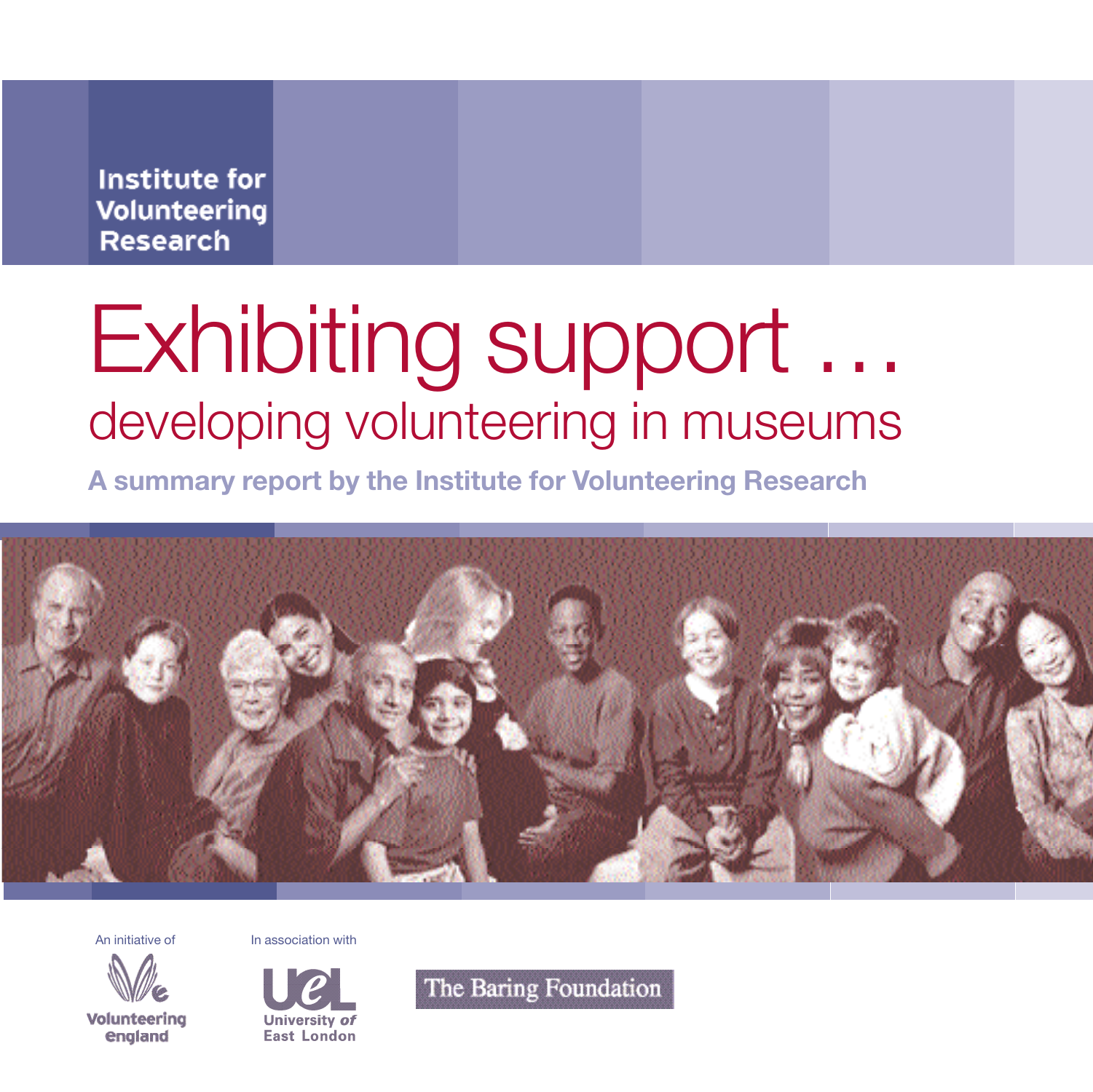Institute for Volunteering Research

# Exhibiting support …

## developing volunteering in museums

**A summary report by the Institute for Volunteering Research**

An initiative of

Volunteering England

In association with

University of East London

The Baring Foundation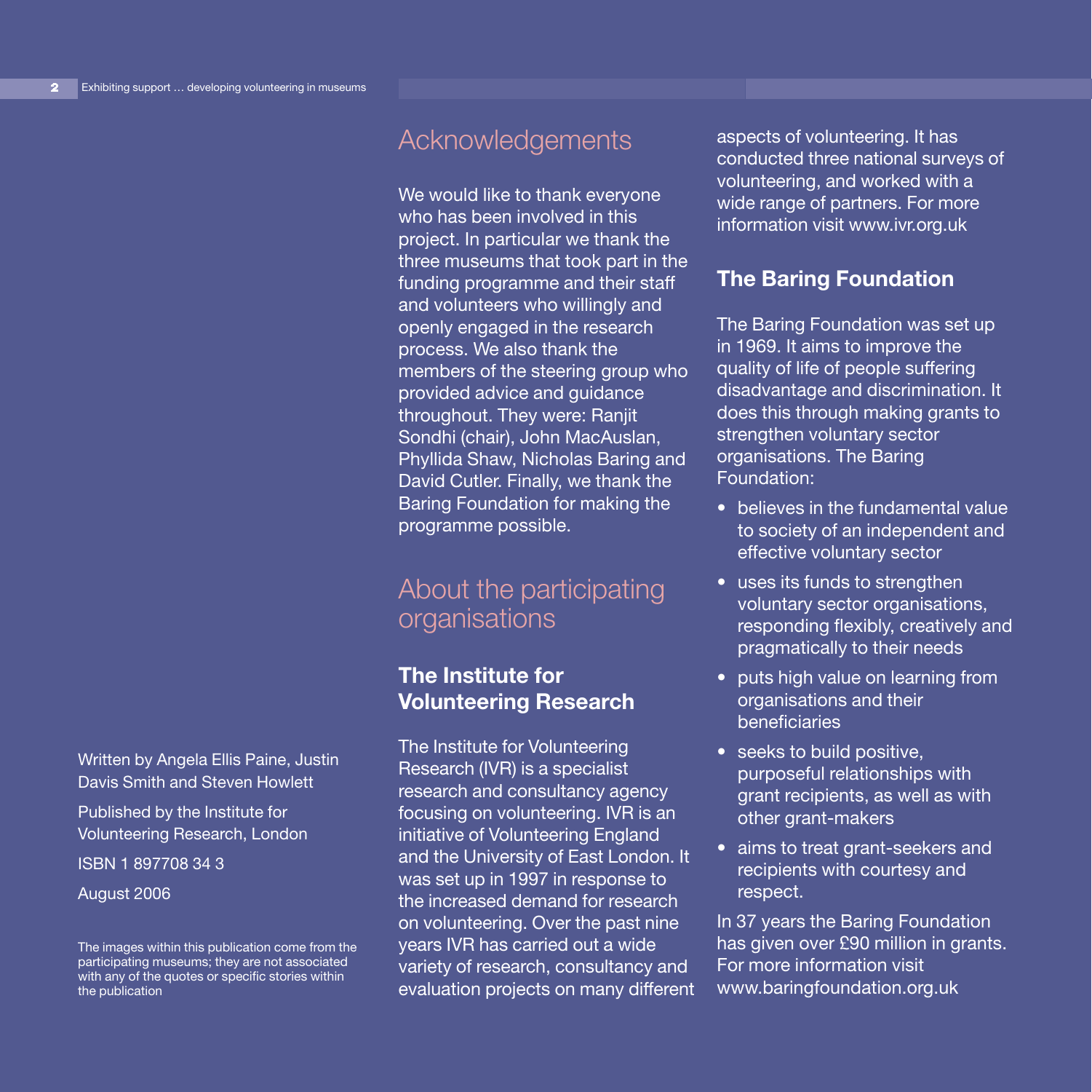Written by Angela Ellis Paine, Justin Davis Smith and Steven Howlett

Published by the Institute for Volunteering Research, London

ISBN 1 897708 34 3

August 2006

The images within this publication come from the participating museums; they are not associated with any of the quotes or specific stories within the publication

## Acknowledgements

We would like to thank everyone who has been involved in this project. In particular we thank the three museums that took part in the funding programme and their staff and volunteers who willingly and openly engaged in the research process. We also thank the members of the steering group who provided advice and guidance throughout. They were: Ranjit Sondhi (chair), John MacAuslan, Phyllida Shaw, Nicholas Baring and David Cutler. Finally, we thank the Baring Foundation for making the programme possible.

## About the participating organisations

### The Institute for Volunteering Research

The Institute for Volunteering Research (IVR) is a specialist research and consultancy agency focusing on volunteering. IVR is an initiative of Volunteering England and the University of East London. It was set up in 1997 in response to the increased demand for research on volunteering. Over the past nine years IVR has carried out a wide variety of research, consultancy and evaluation projects on many different aspects of volunteering. It has conducted three national surveys of volunteering, and worked with a wide range of partners. For more information visit www.ivr.org.uk

### The Baring Foundation

The Baring Foundation was set up in 1969. It aims to improve the quality of life of people suffering disadvantage and discrimination. It does this through making grants to strengthen voluntary sector organisations. The Baring Foundation:

- believes in the fundamental value to society of an independent and effective voluntary sector
- uses its funds to strengthen voluntary sector organisations, responding flexibly, creatively and pragmatically to their needs
- puts high value on learning from organisations and their beneficiaries
- seeks to build positive, purposeful relationships with grant recipients, as well as with other grant-makers
- aims to treat grant-seekers and recipients with courtesy and respect.

In 37 years the Baring Foundation has given over £90 million in grants. For more information visit www.baringfoundation.org.uk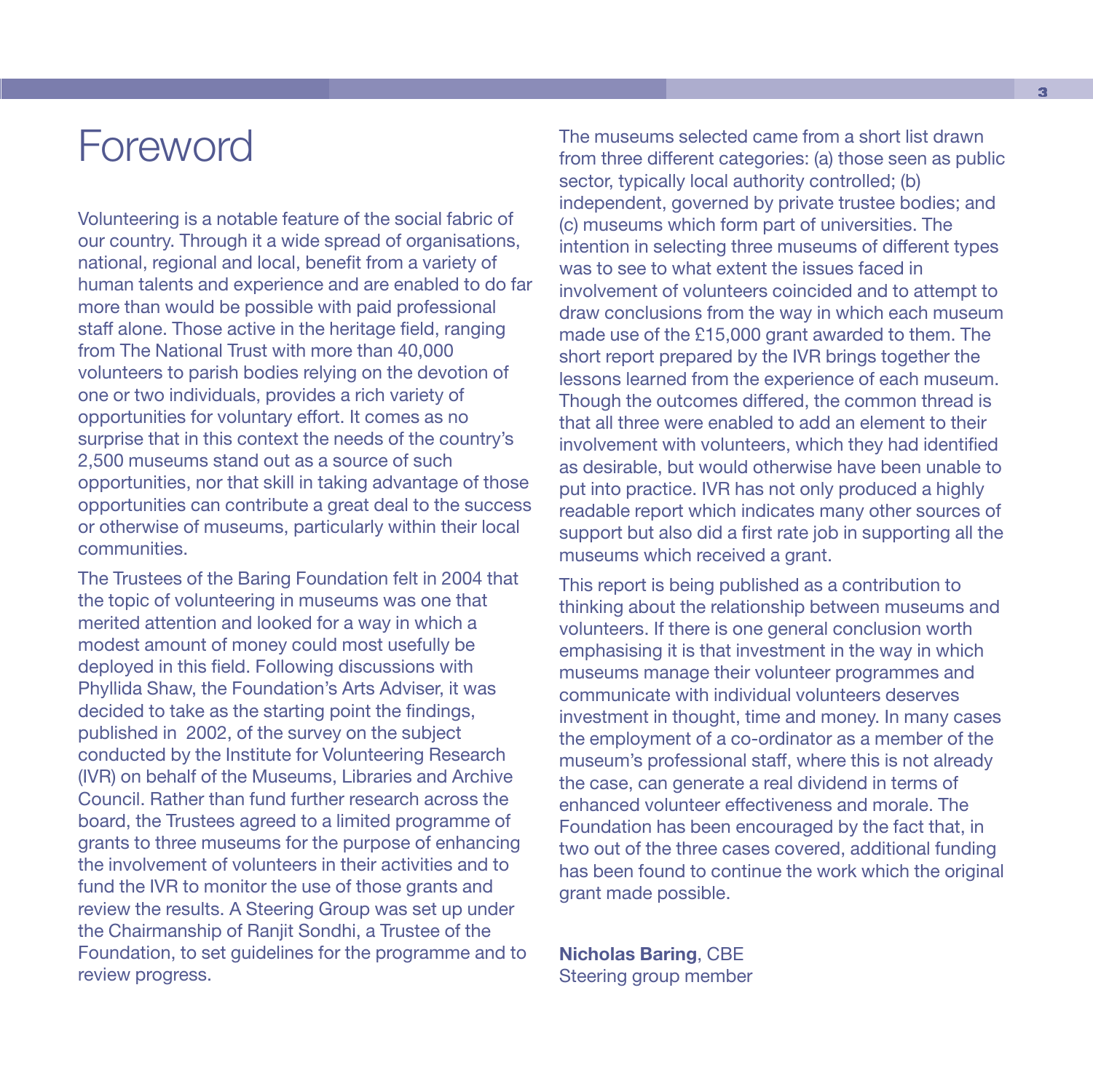# Foreword

Volunteering is a notable feature of the social fabric of our country. Through it a wide spread of organisations, national, regional and local, benefit from a variety of human talents and experience and are enabled to do far more than would be possible with paid professional staff alone. Those active in the heritage field, ranging from The National Trust with more than 40,000 volunteers to parish bodies relying on the devotion of one or two individuals, provides a rich variety of opportunities for voluntary effort. It comes as no surprise that in this context the needs of the country's 2,500 museums stand out as a source of such opportunities, nor that skill in taking advantage of those opportunities can contribute a great deal to the success or otherwise of museums, particularly within their local communities.

The Trustees of the Baring Foundation felt in 2004 that the topic of volunteering in museums was one that merited attention and looked for a way in which a modest amount of money could most usefully be deployed in this field. Following discussions with Phyllida Shaw, the Foundation's Arts Adviser, it was decided to take as the starting point the findings, published in 2002, of the survey on the subject conducted by the Institute for Volunteering Research (IVR) on behalf of the Museums, Libraries and Archive Council. Rather than fund further research across the board, the Trustees agreed to a limited programme of grants to three museums for the purpose of enhancing the involvement of volunteers in their activities and to fund the IVR to monitor the use of those grants and review the results. A Steering Group was set up under the Chairmanship of Ranjit Sondhi, a Trustee of the Foundation, to set guidelines for the programme and to review progress.

The museums selected came from a short list drawn from three different categories: (a) those seen as public sector, typically local authority controlled; (b) independent, governed by private trustee bodies; and (c) museums which form part of universities. The intention in selecting three museums of different types was to see to what extent the issues faced in involvement of volunteers coincided and to attempt to draw conclusions from the way in which each museum made use of the £15,000 grant awarded to them. The short report prepared by the IVR brings together the lessons learned from the experience of each museum. Though the outcomes differed, the common thread is that all three were enabled to add an element to their involvement with volunteers, which they had identified as desirable, but would otherwise have been unable to put into practice. IVR has not only produced a highly readable report which indicates many other sources of support but also did a first rate job in supporting all the museums which received a grant.

This report is being published as a contribution to thinking about the relationship between museums and volunteers. If there is one general conclusion worth emphasising it is that investment in the way in which museums manage their volunteer programmes and communicate with individual volunteers deserves investment in thought, time and money. In many cases the employment of a co-ordinator as a member of the museum's professional staff, where this is not already the case, can generate a real dividend in terms of enhanced volunteer effectiveness and morale. The Foundation has been encouraged by the fact that, in two out of the three cases covered, additional funding has been found to continue the work which the original grant made possible.

**Nicholas Baring**, CBE
Steering group member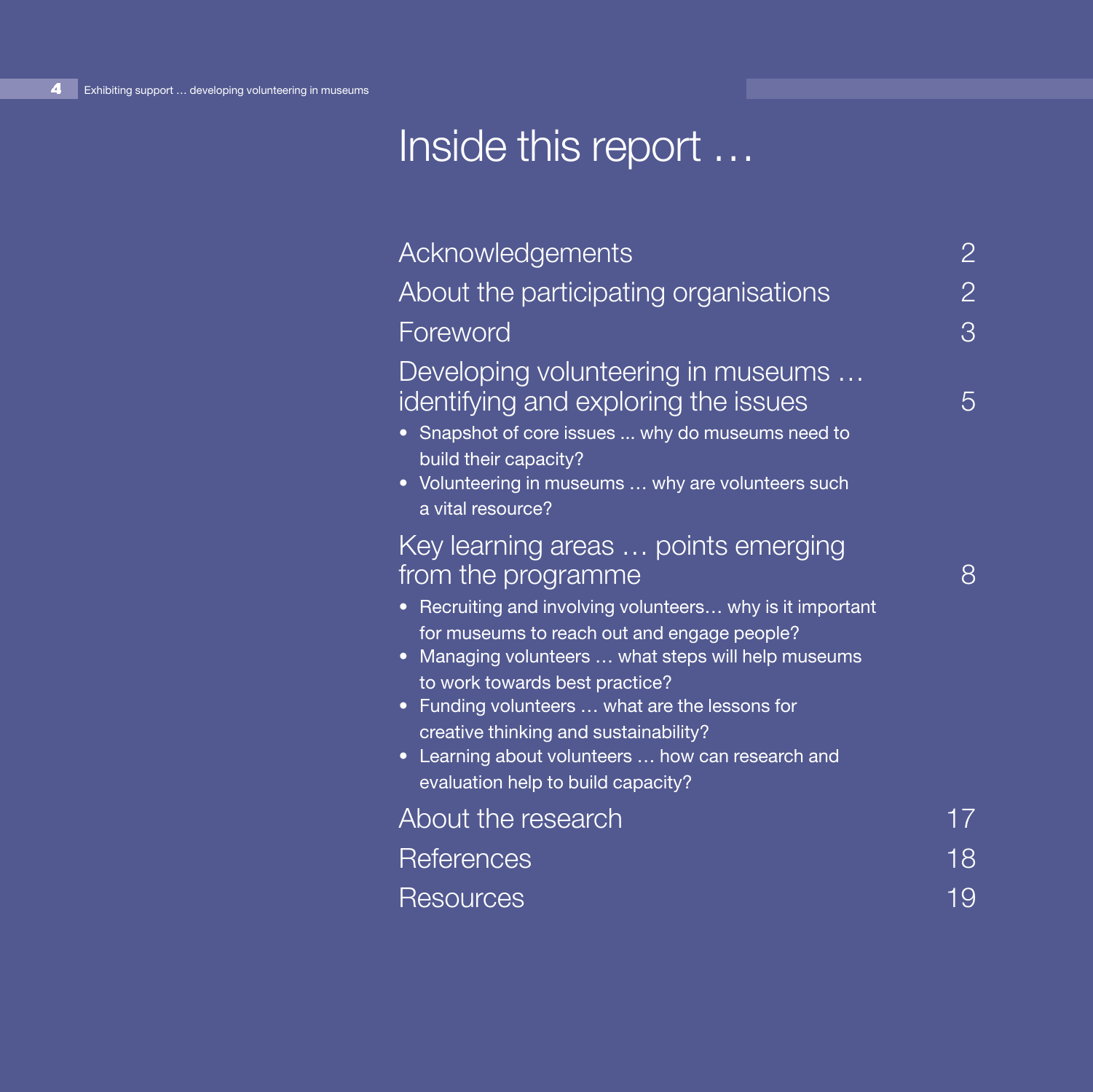# Inside this report …

| | |
|---|---|
| Acknowledgements | 2 |
| About the participating organisations | 2 |
| Foreword | 3 |
| Developing volunteering in museums … identifying and exploring the issues | 5 |
| Key learning areas … points emerging from the programme | 8 |
| About the research | 17 |
| References | 18 |
| Resources | 19 |

Developing volunteering in museums … identifying and exploring the issues — 5

- Snapshot of core issues ... why do museums need to build their capacity?
- Volunteering in museums … why are volunteers such a vital resource?

Key learning areas … points emerging from the programme — 8

- Recruiting and involving volunteers… why is it important for museums to reach out and engage people?
- Managing volunteers … what steps will help museums to work towards best practice?
- Funding volunteers … what are the lessons for creative thinking and sustainability?
- Learning about volunteers … how can research and evaluation help to build capacity?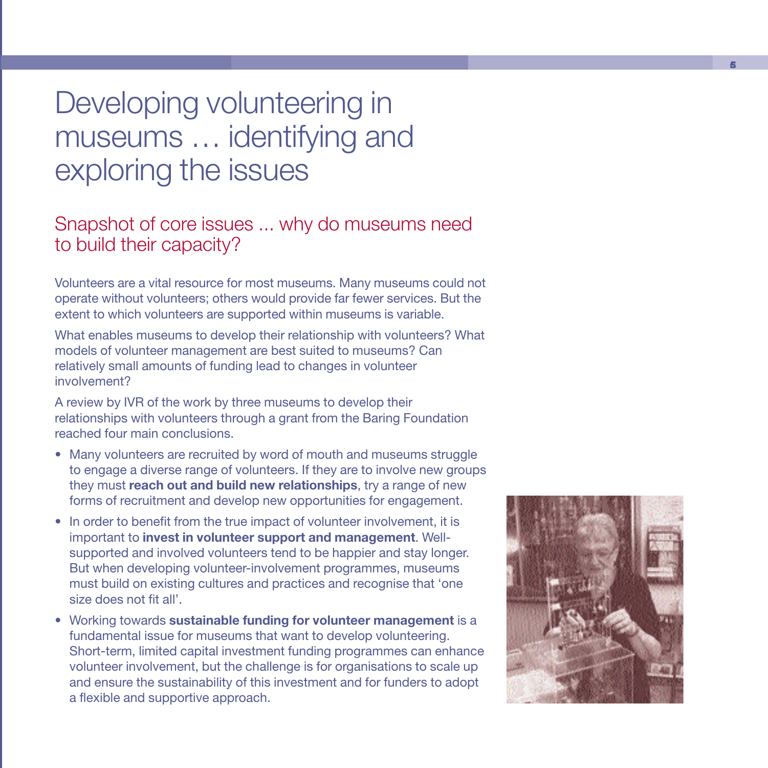# Developing volunteering in museums … identifying and exploring the issues

## Snapshot of core issues ... why do museums need to build their capacity?

Volunteers are a vital resource for most museums. Many museums could not operate without volunteers; others would provide far fewer services. But the extent to which volunteers are supported within museums is variable.

What enables museums to develop their relationship with volunteers? What models of volunteer management are best suited to museums? Can relatively small amounts of funding lead to changes in volunteer involvement?

A review by IVR of the work by three museums to develop their relationships with volunteers through a grant from the Baring Foundation reached four main conclusions.

- Many volunteers are recruited by word of mouth and museums struggle to engage a diverse range of volunteers. If they are to involve new groups they must **reach out and build new relationships**, try a range of new forms of recruitment and develop new opportunities for engagement.
- In order to benefit from the true impact of volunteer involvement, it is important to **invest in volunteer support and management**. Well-supported and involved volunteers tend to be happier and stay longer. But when developing volunteer-involvement programmes, museums must build on existing cultures and practices and recognise that 'one size does not fit all'.
- Working towards **sustainable funding for volunteer management** is a fundamental issue for museums that want to develop volunteering. Short-term, limited capital investment funding programmes can enhance volunteer involvement, but the challenge is for organisations to scale up and ensure the sustainability of this investment and for funders to adopt a flexible and supportive approach.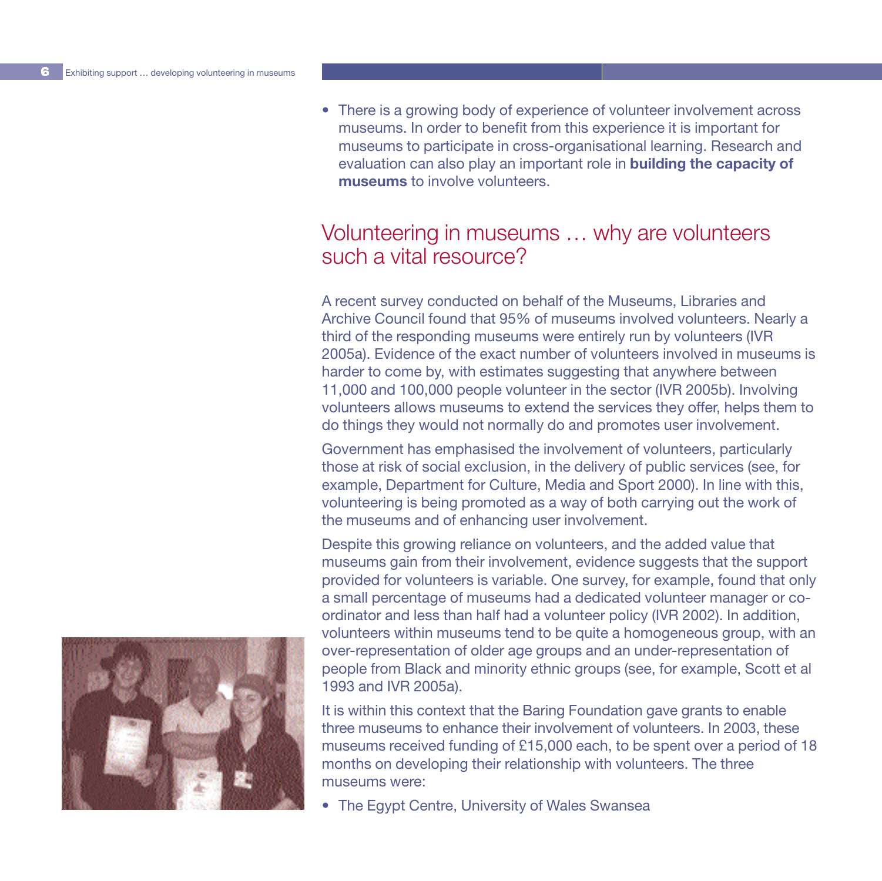- There is a growing body of experience of volunteer involvement across museums. In order to benefit from this experience it is important for museums to participate in cross-organisational learning. Research and evaluation can also play an important role in **building the capacity of museums** to involve volunteers.

## Volunteering in museums … why are volunteers such a vital resource?

A recent survey conducted on behalf of the Museums, Libraries and Archive Council found that 95% of museums involved volunteers. Nearly a third of the responding museums were entirely run by volunteers (IVR 2005a). Evidence of the exact number of volunteers involved in museums is harder to come by, with estimates suggesting that anywhere between 11,000 and 100,000 people volunteer in the sector (IVR 2005b). Involving volunteers allows museums to extend the services they offer, helps them to do things they would not normally do and promotes user involvement.

Government has emphasised the involvement of volunteers, particularly those at risk of social exclusion, in the delivery of public services (see, for example, Department for Culture, Media and Sport 2000). In line with this, volunteering is being promoted as a way of both carrying out the work of the museums and of enhancing user involvement.

Despite this growing reliance on volunteers, and the added value that museums gain from their involvement, evidence suggests that the support provided for volunteers is variable. One survey, for example, found that only a small percentage of museums had a dedicated volunteer manager or co-ordinator and less than half had a volunteer policy (IVR 2002). In addition, volunteers within museums tend to be quite a homogeneous group, with an over-representation of older age groups and an under-representation of people from Black and minority ethnic groups (see, for example, Scott et al 1993 and IVR 2005a).

It is within this context that the Baring Foundation gave grants to enable three museums to enhance their involvement of volunteers. In 2003, these museums received funding of £15,000 each, to be spent over a period of 18 months on developing their relationship with volunteers. The three museums were:

- The Egypt Centre, University of Wales Swansea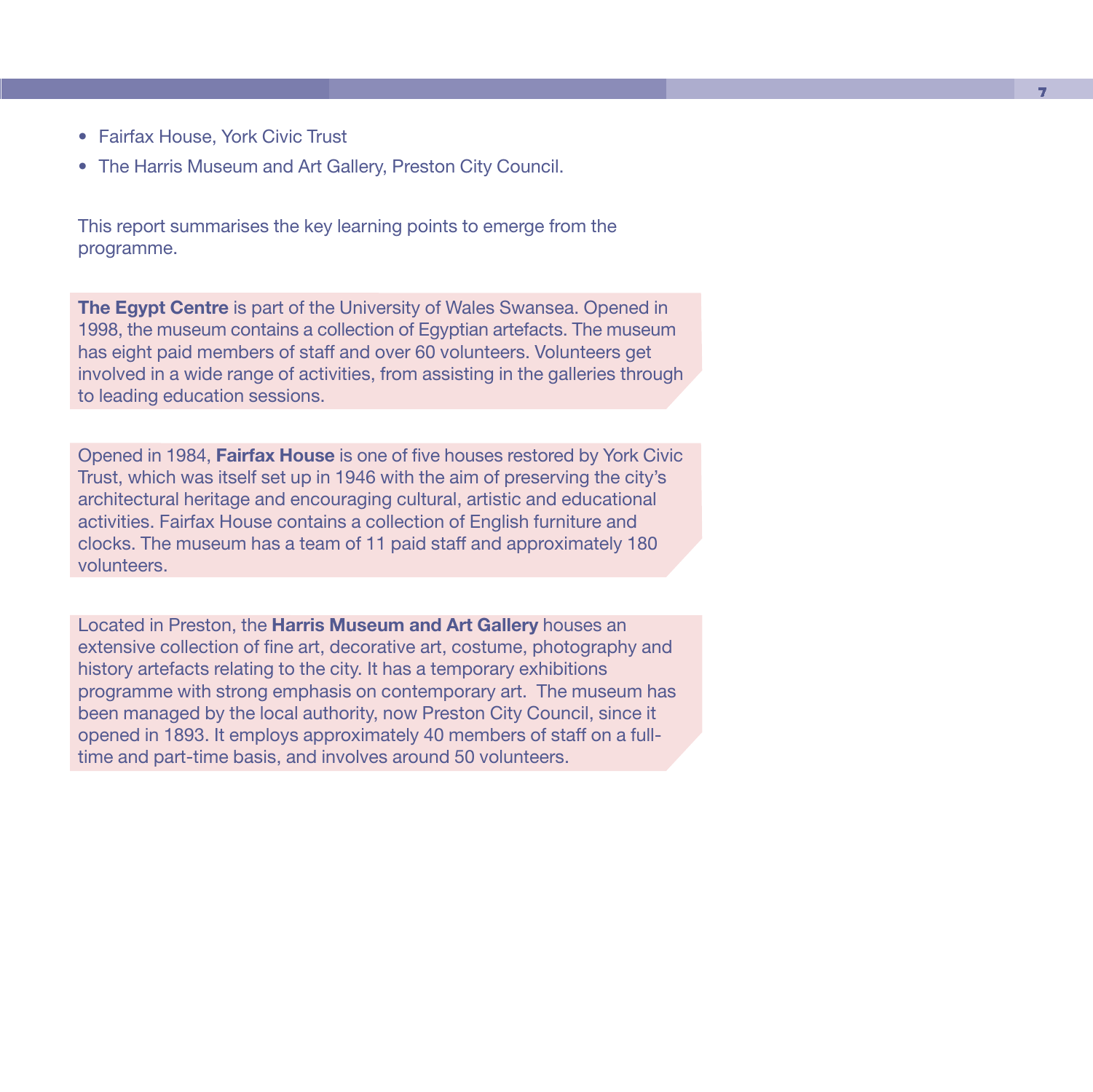- Fairfax House, York Civic Trust
- The Harris Museum and Art Gallery, Preston City Council.

This report summarises the key learning points to emerge from the programme.

**The Egypt Centre** is part of the University of Wales Swansea. Opened in 1998, the museum contains a collection of Egyptian artefacts. The museum has eight paid members of staff and over 60 volunteers. Volunteers get involved in a wide range of activities, from assisting in the galleries through to leading education sessions.

Opened in 1984, **Fairfax House** is one of five houses restored by York Civic Trust, which was itself set up in 1946 with the aim of preserving the city's architectural heritage and encouraging cultural, artistic and educational activities. Fairfax House contains a collection of English furniture and clocks. The museum has a team of 11 paid staff and approximately 180 volunteers.

Located in Preston, the **Harris Museum and Art Gallery** houses an extensive collection of fine art, decorative art, costume, photography and history artefacts relating to the city. It has a temporary exhibitions programme with strong emphasis on contemporary art. The museum has been managed by the local authority, now Preston City Council, since it opened in 1893. It employs approximately 40 members of staff on a full-time and part-time basis, and involves around 50 volunteers.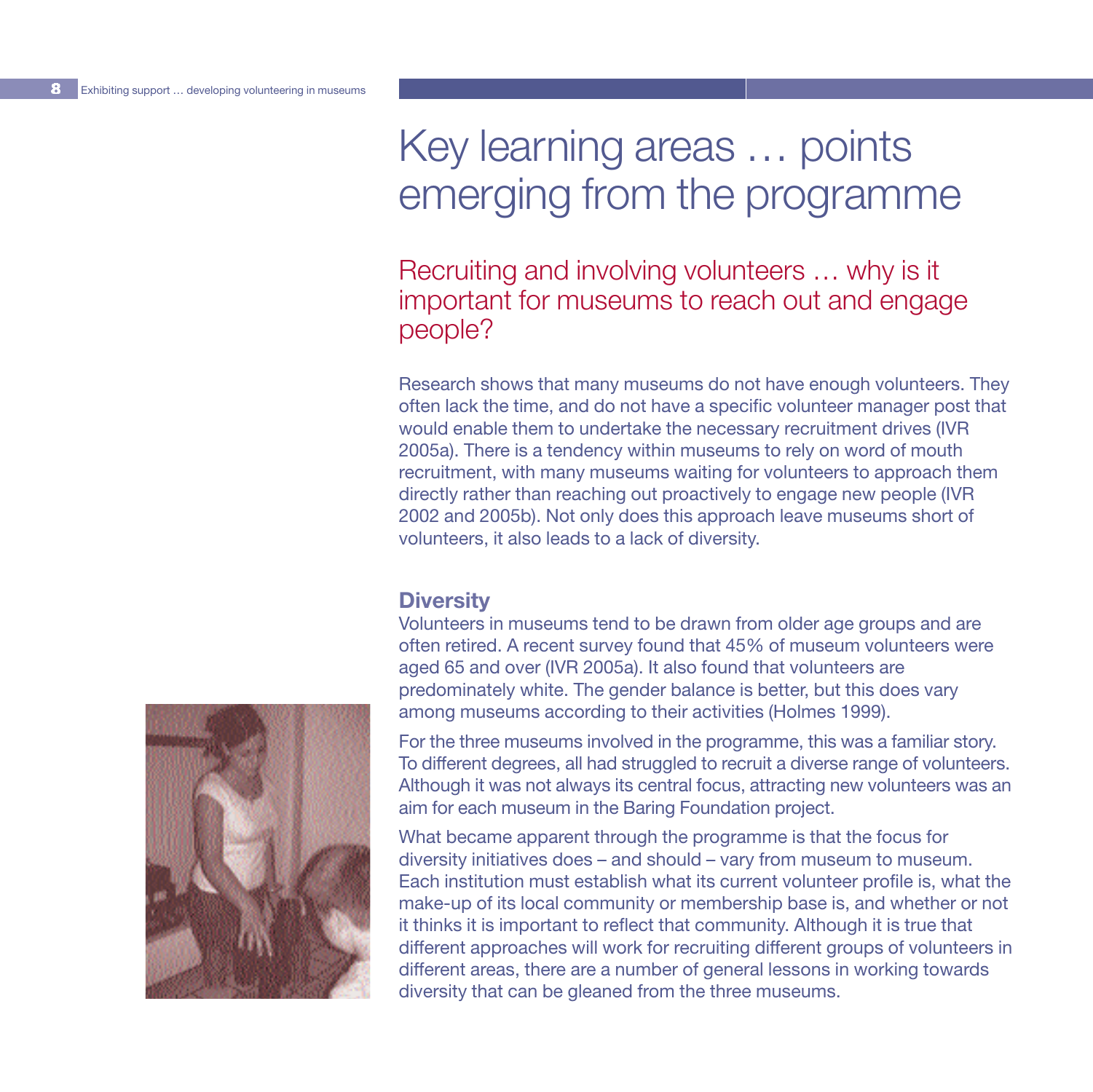# Key learning areas … points emerging from the programme

## Recruiting and involving volunteers … why is it important for museums to reach out and engage people?

Research shows that many museums do not have enough volunteers. They often lack the time, and do not have a specific volunteer manager post that would enable them to undertake the necessary recruitment drives (IVR 2005a). There is a tendency within museums to rely on word of mouth recruitment, with many museums waiting for volunteers to approach them directly rather than reaching out proactively to engage new people (IVR 2002 and 2005b). Not only does this approach leave museums short of volunteers, it also leads to a lack of diversity.

### Diversity

Volunteers in museums tend to be drawn from older age groups and are often retired. A recent survey found that 45% of museum volunteers were aged 65 and over (IVR 2005a). It also found that volunteers are predominately white. The gender balance is better, but this does vary among museums according to their activities (Holmes 1999).

For the three museums involved in the programme, this was a familiar story. To different degrees, all had struggled to recruit a diverse range of volunteers. Although it was not always its central focus, attracting new volunteers was an aim for each museum in the Baring Foundation project.

What became apparent through the programme is that the focus for diversity initiatives does – and should – vary from museum to museum. Each institution must establish what its current volunteer profile is, what the make-up of its local community or membership base is, and whether or not it thinks it is important to reflect that community. Although it is true that different approaches will work for recruiting different groups of volunteers in different areas, there are a number of general lessons in working towards diversity that can be gleaned from the three museums.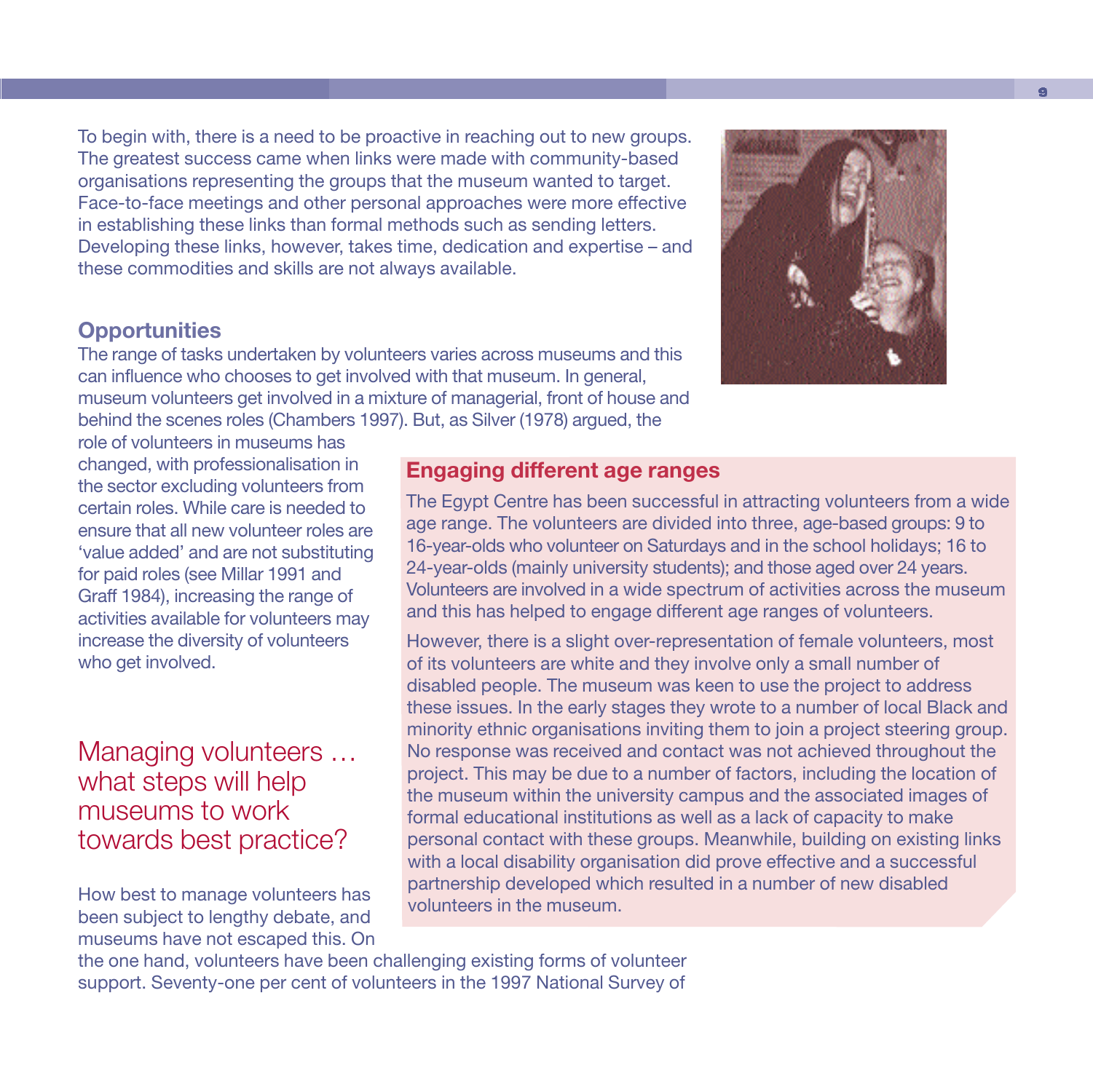To begin with, there is a need to be proactive in reaching out to new groups. The greatest success came when links were made with community-based organisations representing the groups that the museum wanted to target. Face-to-face meetings and other personal approaches were more effective in establishing these links than formal methods such as sending letters. Developing these links, however, takes time, dedication and expertise – and these commodities and skills are not always available.

### Opportunities

The range of tasks undertaken by volunteers varies across museums and this can influence who chooses to get involved with that museum. In general, museum volunteers get involved in a mixture of managerial, front of house and behind the scenes roles (Chambers 1997). But, as Silver (1978) argued, the role of volunteers in museums has changed, with professionalisation in the sector excluding volunteers from certain roles. While care is needed to ensure that all new volunteer roles are 'value added' and are not substituting for paid roles (see Millar 1991 and Graff 1984), increasing the range of activities available for volunteers may increase the diversity of volunteers who get involved.

### Engaging different age ranges

The Egypt Centre has been successful in attracting volunteers from a wide age range. The volunteers are divided into three, age-based groups: 9 to 16-year-olds who volunteer on Saturdays and in the school holidays; 16 to 24-year-olds (mainly university students); and those aged over 24 years. Volunteers are involved in a wide spectrum of activities across the museum and this has helped to engage different age ranges of volunteers.

However, there is a slight over-representation of female volunteers, most of its volunteers are white and they involve only a small number of disabled people. The museum was keen to use the project to address these issues. In the early stages they wrote to a number of local Black and minority ethnic organisations inviting them to join a project steering group. No response was received and contact was not achieved throughout the project. This may be due to a number of factors, including the location of the museum within the university campus and the associated images of formal educational institutions as well as a lack of capacity to make personal contact with these groups. Meanwhile, building on existing links with a local disability organisation did prove effective and a successful partnership developed which resulted in a number of new disabled volunteers in the museum.

## Managing volunteers … what steps will help museums to work towards best practice?

How best to manage volunteers has been subject to lengthy debate, and museums have not escaped this. On the one hand, volunteers have been challenging existing forms of volunteer support. Seventy-one per cent of volunteers in the 1997 National Survey of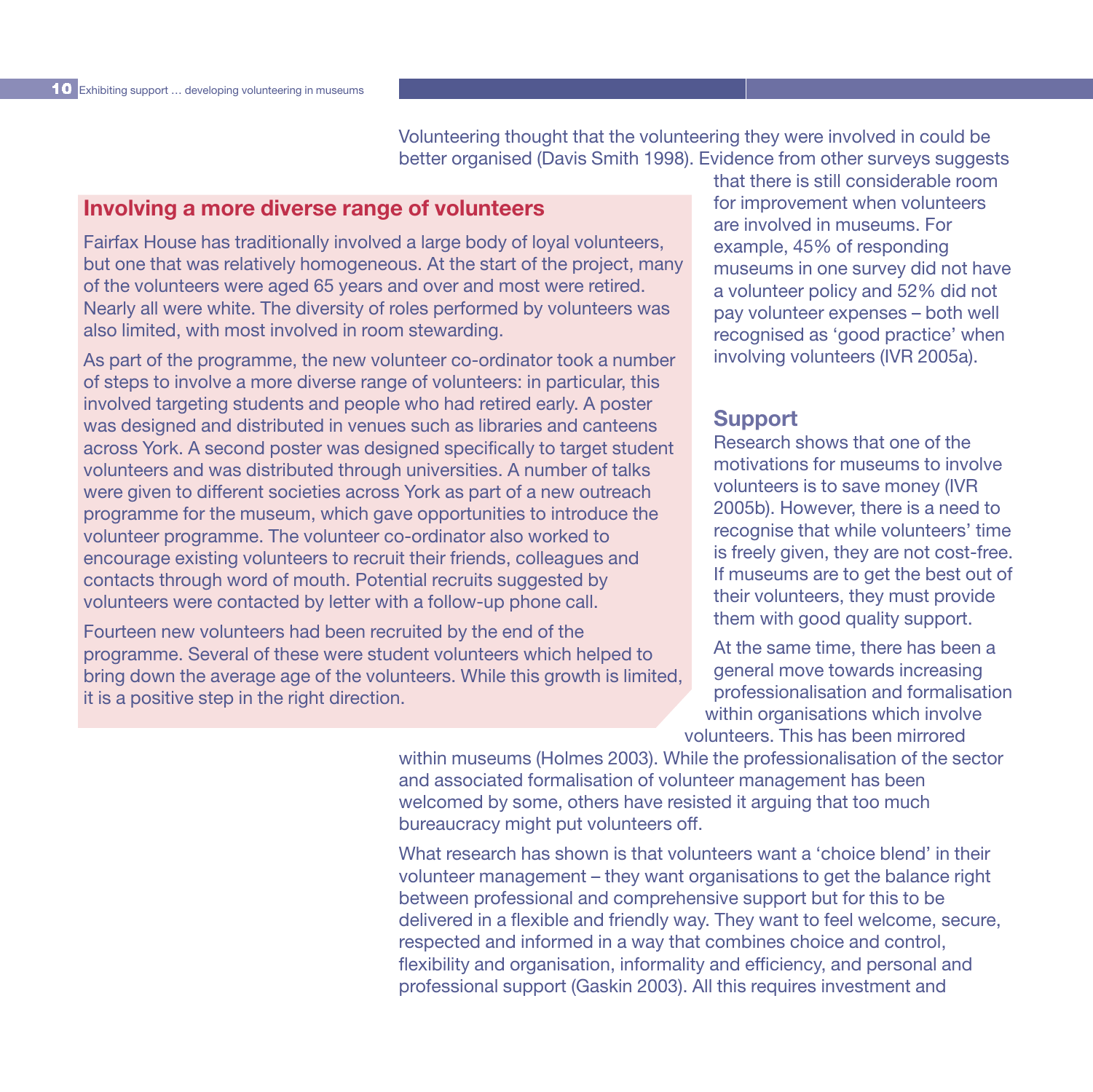Volunteering thought that the volunteering they were involved in could be better organised (Davis Smith 1998). Evidence from other surveys suggests that there is still considerable room for improvement when volunteers are involved in museums. For example, 45% of responding museums in one survey did not have a volunteer policy and 52% did not pay volunteer expenses – both well recognised as 'good practice' when involving volunteers (IVR 2005a).

### Involving a more diverse range of volunteers

Fairfax House has traditionally involved a large body of loyal volunteers, but one that was relatively homogeneous. At the start of the project, many of the volunteers were aged 65 years and over and most were retired. Nearly all were white. The diversity of roles performed by volunteers was also limited, with most involved in room stewarding.

As part of the programme, the new volunteer co-ordinator took a number of steps to involve a more diverse range of volunteers: in particular, this involved targeting students and people who had retired early. A poster was designed and distributed in venues such as libraries and canteens across York. A second poster was designed specifically to target student volunteers and was distributed through universities. A number of talks were given to different societies across York as part of a new outreach programme for the museum, which gave opportunities to introduce the volunteer programme. The volunteer co-ordinator also worked to encourage existing volunteers to recruit their friends, colleagues and contacts through word of mouth. Potential recruits suggested by volunteers were contacted by letter with a follow-up phone call.

Fourteen new volunteers had been recruited by the end of the programme. Several of these were student volunteers which helped to bring down the average age of the volunteers. While this growth is limited, it is a positive step in the right direction.

## Support

Research shows that one of the motivations for museums to involve volunteers is to save money (IVR 2005b). However, there is a need to recognise that while volunteers' time is freely given, they are not cost-free. If museums are to get the best out of their volunteers, they must provide them with good quality support.

At the same time, there has been a general move towards increasing professionalisation and formalisation within organisations which involve volunteers. This has been mirrored within museums (Holmes 2003). While the professionalisation of the sector and associated formalisation of volunteer management has been welcomed by some, others have resisted it arguing that too much bureaucracy might put volunteers off.

What research has shown is that volunteers want a 'choice blend' in their volunteer management – they want organisations to get the balance right between professional and comprehensive support but for this to be delivered in a flexible and friendly way. They want to feel welcome, secure, respected and informed in a way that combines choice and control, flexibility and organisation, informality and efficiency, and personal and professional support (Gaskin 2003). All this requires investment and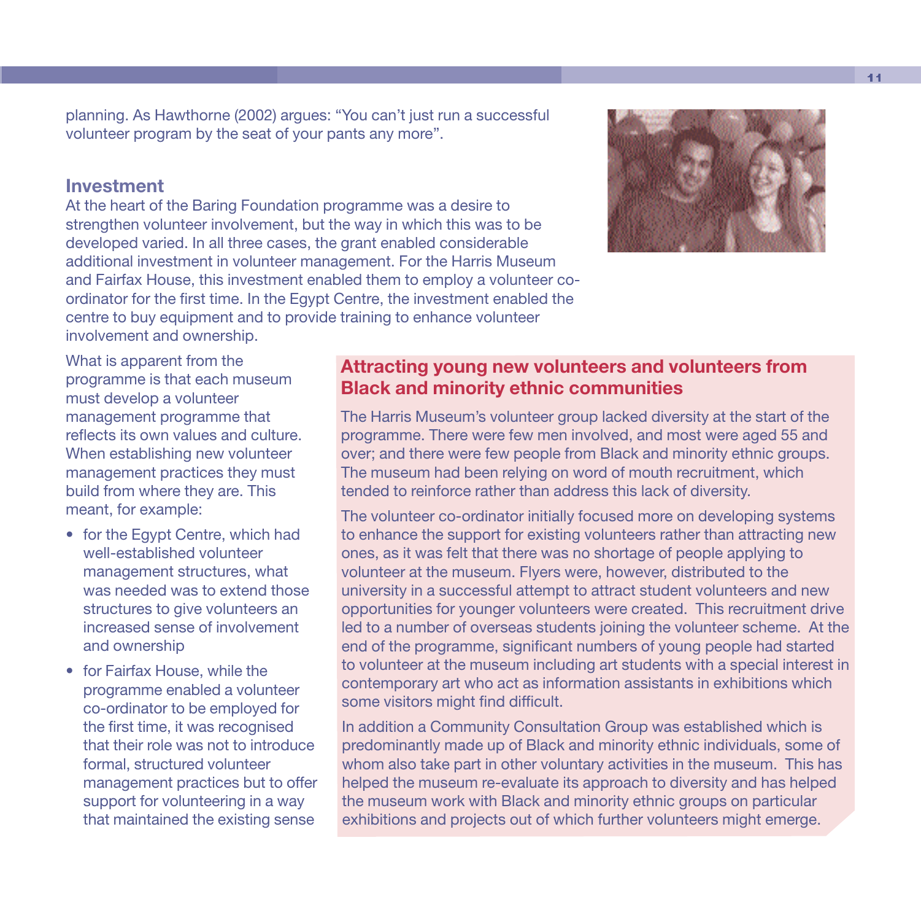planning. As Hawthorne (2002) argues: "You can't just run a successful volunteer program by the seat of your pants any more".

## Investment

At the heart of the Baring Foundation programme was a desire to strengthen volunteer involvement, but the way in which this was to be developed varied. In all three cases, the grant enabled considerable additional investment in volunteer management. For the Harris Museum and Fairfax House, this investment enabled them to employ a volunteer co-ordinator for the first time. In the Egypt Centre, the investment enabled the centre to buy equipment and to provide training to enhance volunteer involvement and ownership.

What is apparent from the programme is that each museum must develop a volunteer management programme that reflects its own values and culture. When establishing new volunteer management practices they must build from where they are. This meant, for example:

- for the Egypt Centre, which had well-established volunteer management structures, what was needed was to extend those structures to give volunteers an increased sense of involvement and ownership
- for Fairfax House, while the programme enabled a volunteer co-ordinator to be employed for the first time, it was recognised that their role was not to introduce formal, structured volunteer management practices but to offer support for volunteering in a way that maintained the existing sense

### Attracting young new volunteers and volunteers from Black and minority ethnic communities

The Harris Museum's volunteer group lacked diversity at the start of the programme. There were few men involved, and most were aged 55 and over; and there were few people from Black and minority ethnic groups. The museum had been relying on word of mouth recruitment, which tended to reinforce rather than address this lack of diversity.

The volunteer co-ordinator initially focused more on developing systems to enhance the support for existing volunteers rather than attracting new ones, as it was felt that there was no shortage of people applying to volunteer at the museum. Flyers were, however, distributed to the university in a successful attempt to attract student volunteers and new opportunities for younger volunteers were created. This recruitment drive led to a number of overseas students joining the volunteer scheme. At the end of the programme, significant numbers of young people had started to volunteer at the museum including art students with a special interest in contemporary art who act as information assistants in exhibitions which some visitors might find difficult.

In addition a Community Consultation Group was established which is predominantly made up of Black and minority ethnic individuals, some of whom also take part in other voluntary activities in the museum. This has helped the museum re-evaluate its approach to diversity and has helped the museum work with Black and minority ethnic groups on particular exhibitions and projects out of which further volunteers might emerge.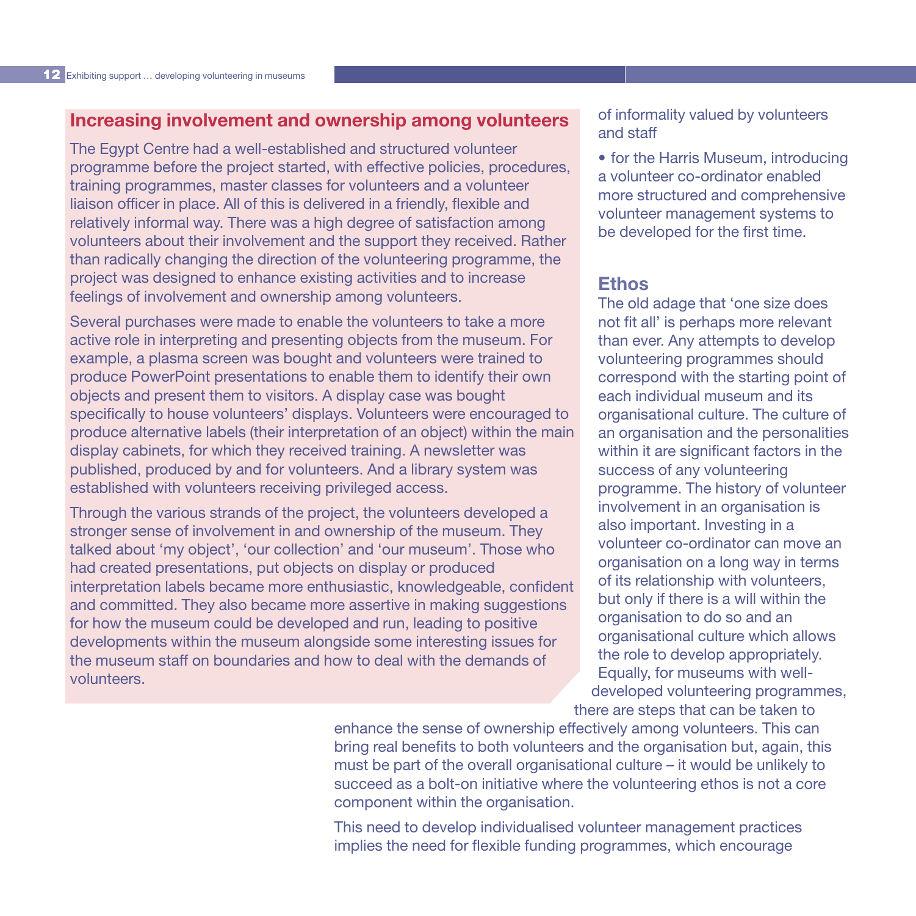## Increasing involvement and ownership among volunteers

The Egypt Centre had a well-established and structured volunteer programme before the project started, with effective policies, procedures, training programmes, master classes for volunteers and a volunteer liaison officer in place. All of this is delivered in a friendly, flexible and relatively informal way. There was a high degree of satisfaction among volunteers about their involvement and the support they received. Rather than radically changing the direction of the volunteering programme, the project was designed to enhance existing activities and to increase feelings of involvement and ownership among volunteers.

Several purchases were made to enable the volunteers to take a more active role in interpreting and presenting objects from the museum. For example, a plasma screen was bought and volunteers were trained to produce PowerPoint presentations to enable them to identify their own objects and present them to visitors. A display case was bought specifically to house volunteers' displays. Volunteers were encouraged to produce alternative labels (their interpretation of an object) within the main display cabinets, for which they received training. A newsletter was published, produced by and for volunteers. And a library system was established with volunteers receiving privileged access.

Through the various strands of the project, the volunteers developed a stronger sense of involvement in and ownership of the museum. They talked about 'my object', 'our collection' and 'our museum'. Those who had created presentations, put objects on display or produced interpretation labels became more enthusiastic, knowledgeable, confident and committed. They also became more assertive in making suggestions for how the museum could be developed and run, leading to positive developments within the museum alongside some interesting issues for the museum staff on boundaries and how to deal with the demands of volunteers.

of informality valued by volunteers and staff

- for the Harris Museum, introducing a volunteer co-ordinator enabled more structured and comprehensive volunteer management systems to be developed for the first time.

### Ethos

The old adage that 'one size does not fit all' is perhaps more relevant than ever. Any attempts to develop volunteering programmes should correspond with the starting point of each individual museum and its organisational culture. The culture of an organisation and the personalities within it are significant factors in the success of any volunteering programme. The history of volunteer involvement in an organisation is also important. Investing in a volunteer co-ordinator can move an organisation on a long way in terms of its relationship with volunteers, but only if there is a will within the organisation to do so and an organisational culture which allows the role to develop appropriately. Equally, for museums with well-developed volunteering programmes, there are steps that can be taken to enhance the sense of ownership effectively among volunteers. This can bring real benefits to both volunteers and the organisation but, again, this must be part of the overall organisational culture – it would be unlikely to succeed as a bolt-on initiative where the volunteering ethos is not a core component within the organisation.

This need to develop individualised volunteer management practices implies the need for flexible funding programmes, which encourage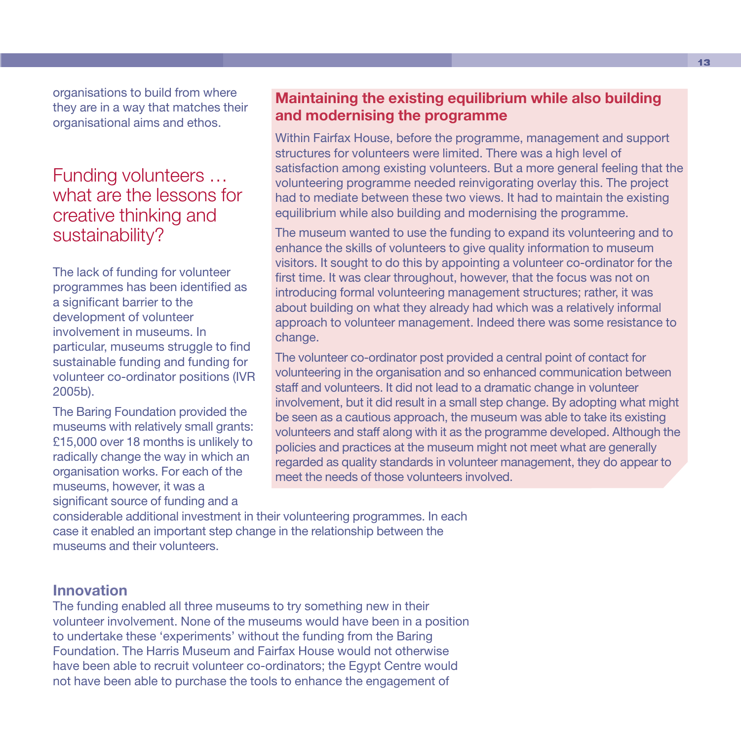organisations to build from where they are in a way that matches their organisational aims and ethos.

## Funding volunteers … what are the lessons for creative thinking and sustainability?

The lack of funding for volunteer programmes has been identified as a significant barrier to the development of volunteer involvement in museums. In particular, museums struggle to find sustainable funding and funding for volunteer co-ordinator positions (IVR 2005b).

The Baring Foundation provided the museums with relatively small grants: £15,000 over 18 months is unlikely to radically change the way in which an organisation works. For each of the museums, however, it was a significant source of funding and a considerable additional investment in their volunteering programmes. In each case it enabled an important step change in the relationship between the museums and their volunteers.

### Maintaining the existing equilibrium while also building and modernising the programme

Within Fairfax House, before the programme, management and support structures for volunteers were limited. There was a high level of satisfaction among existing volunteers. But a more general feeling that the volunteering programme needed reinvigorating overlay this. The project had to mediate between these two views. It had to maintain the existing equilibrium while also building and modernising the programme.

The museum wanted to use the funding to expand its volunteering and to enhance the skills of volunteers to give quality information to museum visitors. It sought to do this by appointing a volunteer co-ordinator for the first time. It was clear throughout, however, that the focus was not on introducing formal volunteering management structures; rather, it was about building on what they already had which was a relatively informal approach to volunteer management. Indeed there was some resistance to change.

The volunteer co-ordinator post provided a central point of contact for volunteering in the organisation and so enhanced communication between staff and volunteers. It did not lead to a dramatic change in volunteer involvement, but it did result in a small step change. By adopting what might be seen as a cautious approach, the museum was able to take its existing volunteers and staff along with it as the programme developed. Although the policies and practices at the museum might not meet what are generally regarded as quality standards in volunteer management, they do appear to meet the needs of those volunteers involved.

### Innovation

The funding enabled all three museums to try something new in their volunteer involvement. None of the museums would have been in a position to undertake these 'experiments' without the funding from the Baring Foundation. The Harris Museum and Fairfax House would not otherwise have been able to recruit volunteer co-ordinators; the Egypt Centre would not have been able to purchase the tools to enhance the engagement of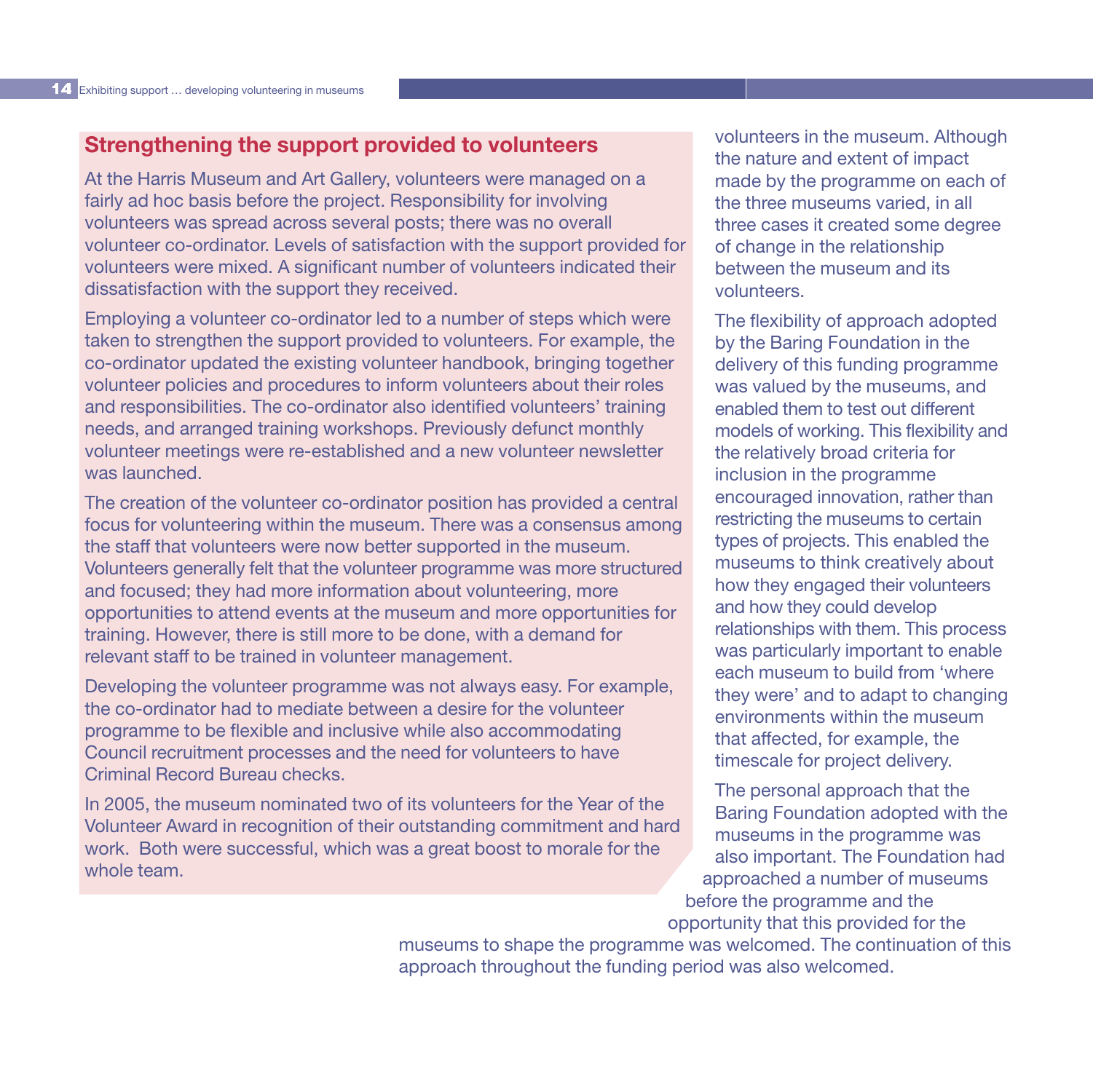## Strengthening the support provided to volunteers

At the Harris Museum and Art Gallery, volunteers were managed on a fairly ad hoc basis before the project. Responsibility for involving volunteers was spread across several posts; there was no overall volunteer co-ordinator. Levels of satisfaction with the support provided for volunteers were mixed. A significant number of volunteers indicated their dissatisfaction with the support they received.

Employing a volunteer co-ordinator led to a number of steps which were taken to strengthen the support provided to volunteers. For example, the co-ordinator updated the existing volunteer handbook, bringing together volunteer policies and procedures to inform volunteers about their roles and responsibilities. The co-ordinator also identified volunteers' training needs, and arranged training workshops. Previously defunct monthly volunteer meetings were re-established and a new volunteer newsletter was launched.

The creation of the volunteer co-ordinator position has provided a central focus for volunteering within the museum. There was a consensus among the staff that volunteers were now better supported in the museum. Volunteers generally felt that the volunteer programme was more structured and focused; they had more information about volunteering, more opportunities to attend events at the museum and more opportunities for training. However, there is still more to be done, with a demand for relevant staff to be trained in volunteer management.

Developing the volunteer programme was not always easy. For example, the co-ordinator had to mediate between a desire for the volunteer programme to be flexible and inclusive while also accommodating Council recruitment processes and the need for volunteers to have Criminal Record Bureau checks.

In 2005, the museum nominated two of its volunteers for the Year of the Volunteer Award in recognition of their outstanding commitment and hard work. Both were successful, which was a great boost to morale for the whole team.

volunteers in the museum. Although the nature and extent of impact made by the programme on each of the three museums varied, in all three cases it created some degree of change in the relationship between the museum and its volunteers.

The flexibility of approach adopted by the Baring Foundation in the delivery of this funding programme was valued by the museums, and enabled them to test out different models of working. This flexibility and the relatively broad criteria for inclusion in the programme encouraged innovation, rather than restricting the museums to certain types of projects. This enabled the museums to think creatively about how they engaged their volunteers and how they could develop relationships with them. This process was particularly important to enable each museum to build from 'where they were' and to adapt to changing environments within the museum that affected, for example, the timescale for project delivery.

The personal approach that the Baring Foundation adopted with the museums in the programme was also important. The Foundation had approached a number of museums before the programme and the opportunity that this provided for the museums to shape the programme was welcomed. The continuation of this approach throughout the funding period was also welcomed.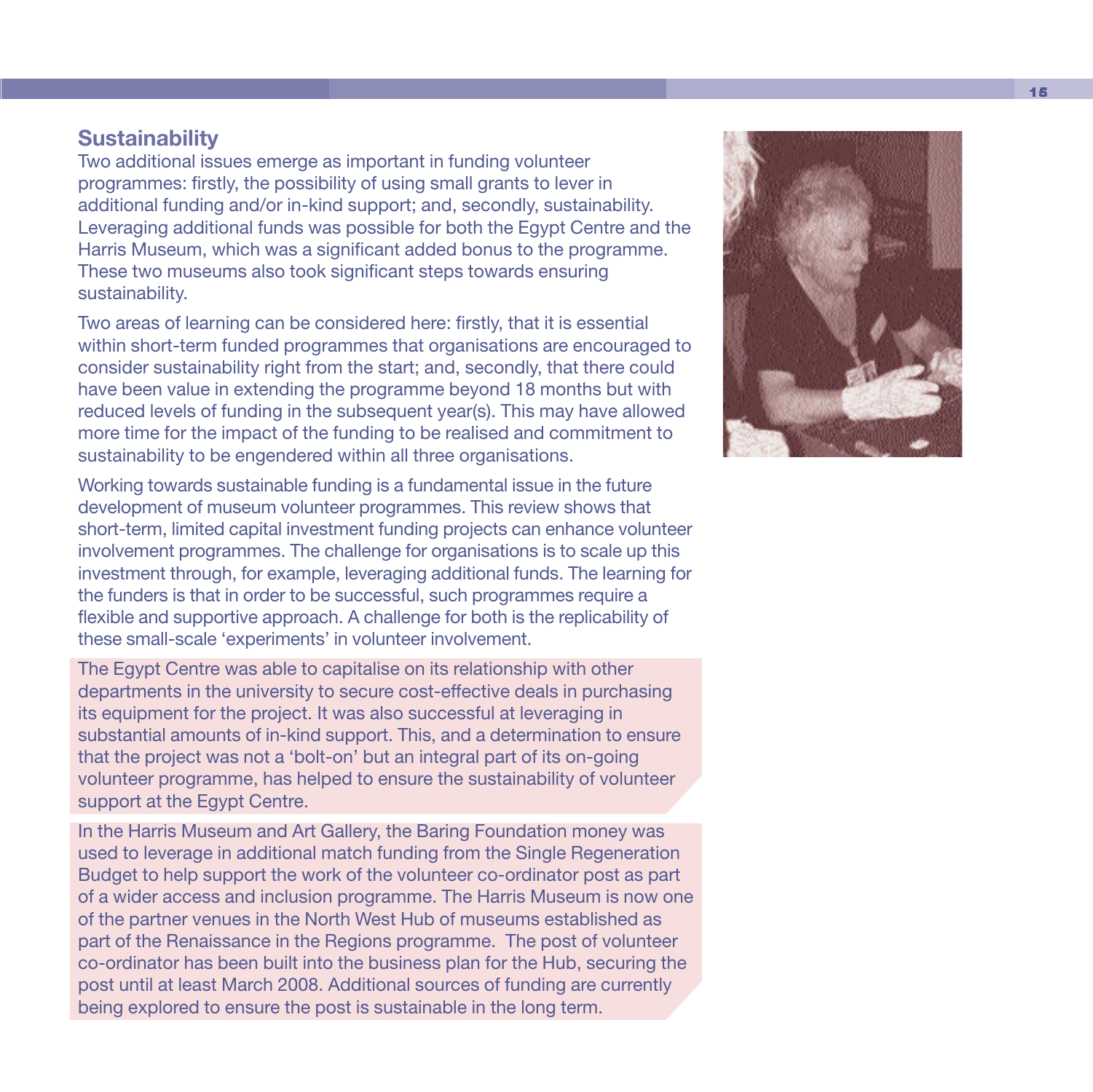## Sustainability

Two additional issues emerge as important in funding volunteer programmes: firstly, the possibility of using small grants to lever in additional funding and/or in-kind support; and, secondly, sustainability. Leveraging additional funds was possible for both the Egypt Centre and the Harris Museum, which was a significant added bonus to the programme. These two museums also took significant steps towards ensuring sustainability.

Two areas of learning can be considered here: firstly, that it is essential within short-term funded programmes that organisations are encouraged to consider sustainability right from the start; and, secondly, that there could have been value in extending the programme beyond 18 months but with reduced levels of funding in the subsequent year(s). This may have allowed more time for the impact of the funding to be realised and commitment to sustainability to be engendered within all three organisations.

Working towards sustainable funding is a fundamental issue in the future development of museum volunteer programmes. This review shows that short-term, limited capital investment funding projects can enhance volunteer involvement programmes. The challenge for organisations is to scale up this investment through, for example, leveraging additional funds. The learning for the funders is that in order to be successful, such programmes require a flexible and supportive approach. A challenge for both is the replicability of these small-scale 'experiments' in volunteer involvement.

The Egypt Centre was able to capitalise on its relationship with other departments in the university to secure cost-effective deals in purchasing its equipment for the project. It was also successful at leveraging in substantial amounts of in-kind support. This, and a determination to ensure that the project was not a 'bolt-on' but an integral part of its on-going volunteer programme, has helped to ensure the sustainability of volunteer support at the Egypt Centre.

In the Harris Museum and Art Gallery, the Baring Foundation money was used to leverage in additional match funding from the Single Regeneration Budget to help support the work of the volunteer co-ordinator post as part of a wider access and inclusion programme. The Harris Museum is now one of the partner venues in the North West Hub of museums established as part of the Renaissance in the Regions programme. The post of volunteer co-ordinator has been built into the business plan for the Hub, securing the post until at least March 2008. Additional sources of funding are currently being explored to ensure the post is sustainable in the long term.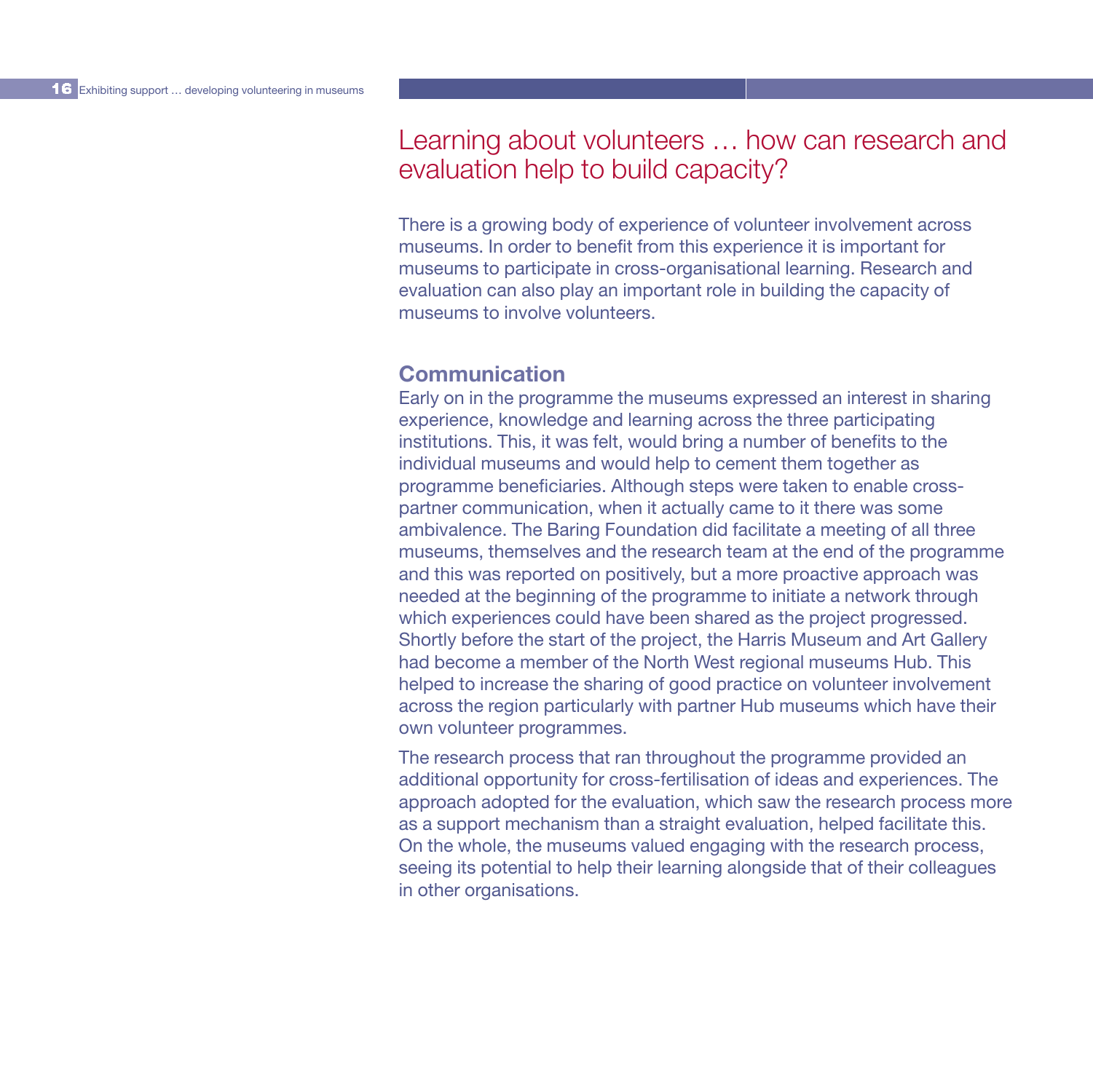# Learning about volunteers … how can research and evaluation help to build capacity?

There is a growing body of experience of volunteer involvement across museums. In order to benefit from this experience it is important for museums to participate in cross-organisational learning. Research and evaluation can also play an important role in building the capacity of museums to involve volunteers.

## Communication

Early on in the programme the museums expressed an interest in sharing experience, knowledge and learning across the three participating institutions. This, it was felt, would bring a number of benefits to the individual museums and would help to cement them together as programme beneficiaries. Although steps were taken to enable cross-partner communication, when it actually came to it there was some ambivalence. The Baring Foundation did facilitate a meeting of all three museums, themselves and the research team at the end of the programme and this was reported on positively, but a more proactive approach was needed at the beginning of the programme to initiate a network through which experiences could have been shared as the project progressed. Shortly before the start of the project, the Harris Museum and Art Gallery had become a member of the North West regional museums Hub. This helped to increase the sharing of good practice on volunteer involvement across the region particularly with partner Hub museums which have their own volunteer programmes.

The research process that ran throughout the programme provided an additional opportunity for cross-fertilisation of ideas and experiences. The approach adopted for the evaluation, which saw the research process more as a support mechanism than a straight evaluation, helped facilitate this. On the whole, the museums valued engaging with the research process, seeing its potential to help their learning alongside that of their colleagues in other organisations.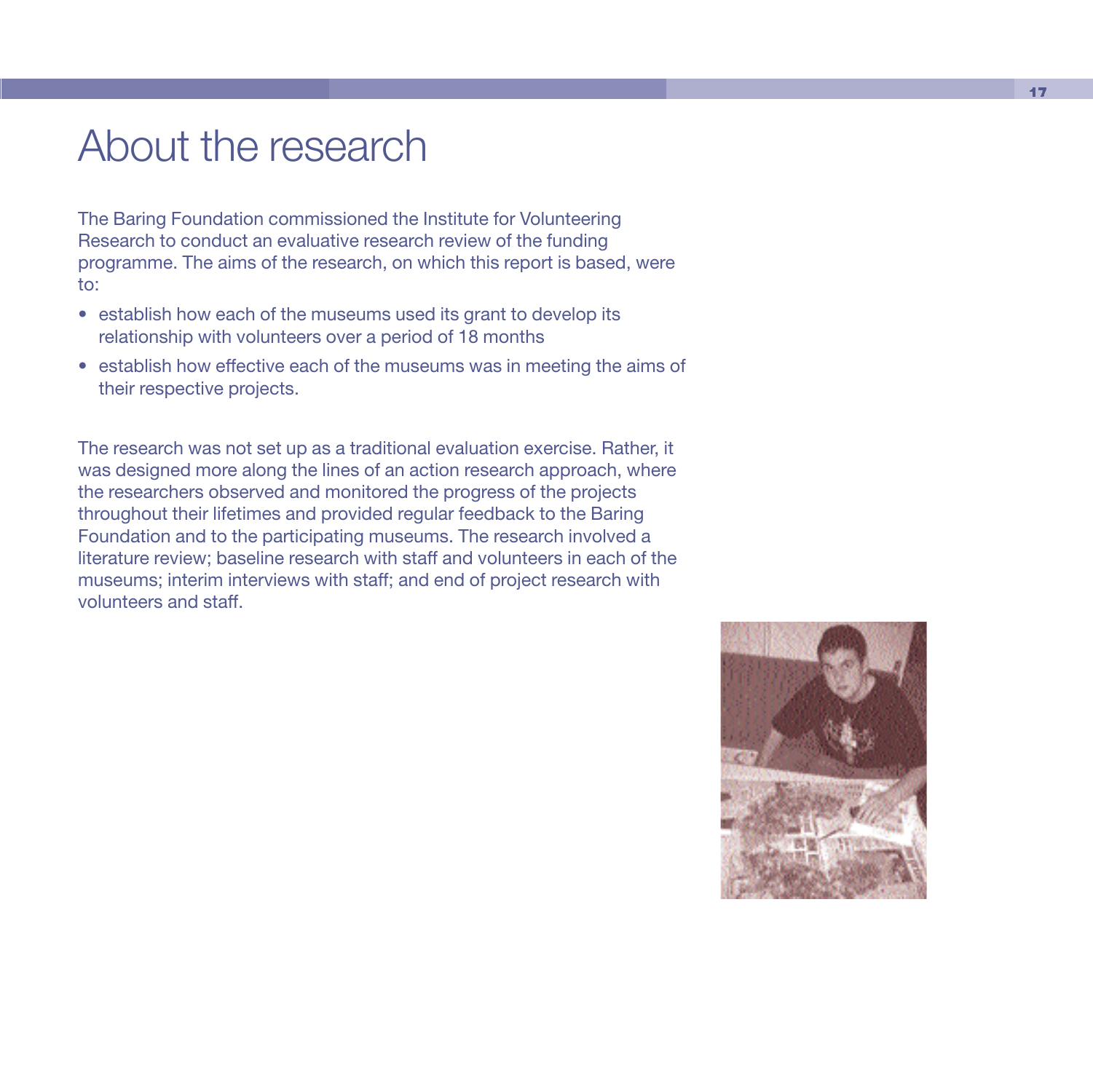# About the research

The Baring Foundation commissioned the Institute for Volunteering Research to conduct an evaluative research review of the funding programme. The aims of the research, on which this report is based, were to:

- establish how each of the museums used its grant to develop its relationship with volunteers over a period of 18 months
- establish how effective each of the museums was in meeting the aims of their respective projects.

The research was not set up as a traditional evaluation exercise. Rather, it was designed more along the lines of an action research approach, where the researchers observed and monitored the progress of the projects throughout their lifetimes and provided regular feedback to the Baring Foundation and to the participating museums. The research involved a literature review; baseline research with staff and volunteers in each of the museums; interim interviews with staff; and end of project research with volunteers and staff.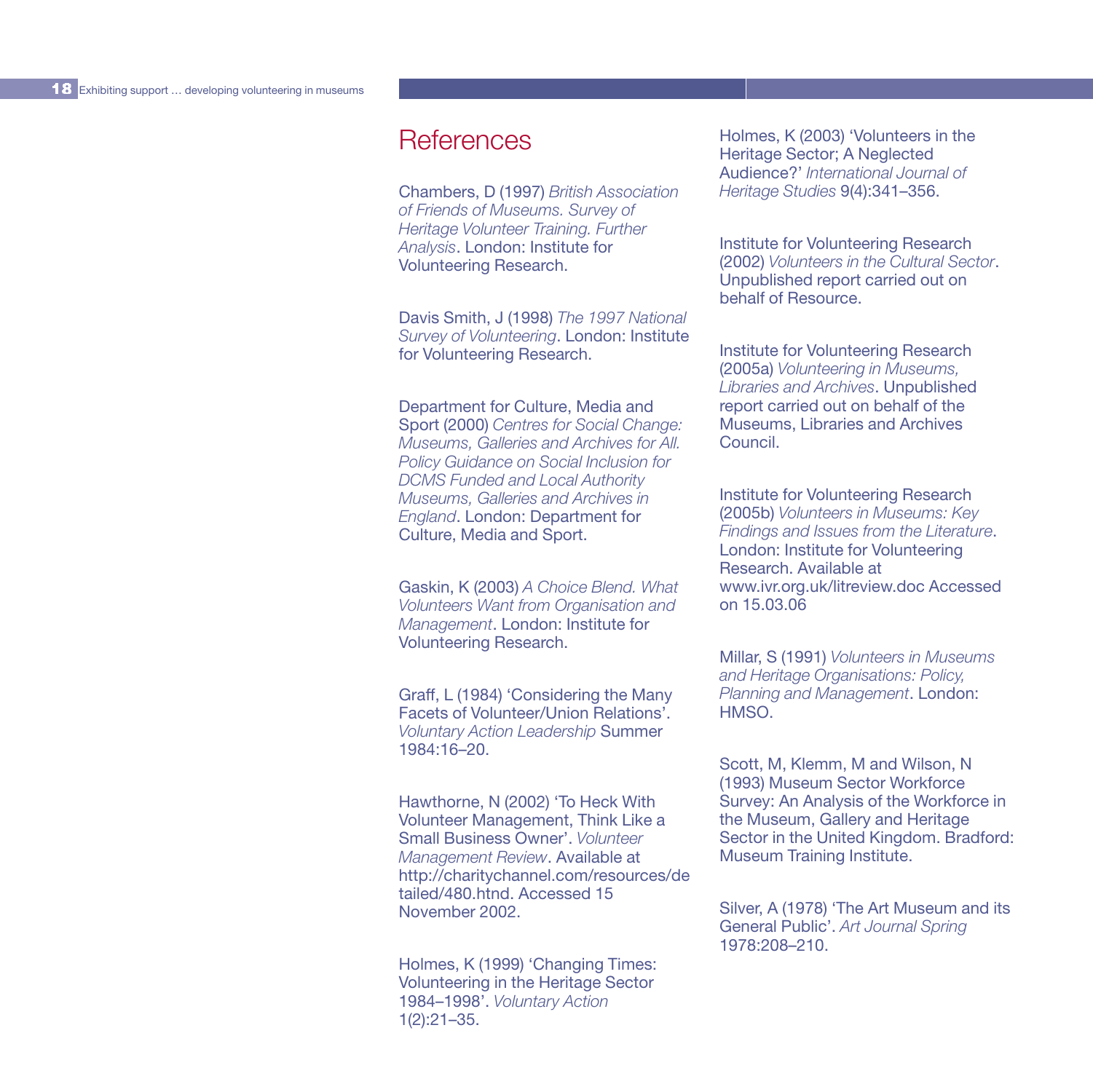# References

Chambers, D (1997) *British Association of Friends of Museums. Survey of Heritage Volunteer Training. Further Analysis*. London: Institute for Volunteering Research.

Davis Smith, J (1998) *The 1997 National Survey of Volunteering*. London: Institute for Volunteering Research.

Department for Culture, Media and Sport (2000) *Centres for Social Change: Museums, Galleries and Archives for All. Policy Guidance on Social Inclusion for DCMS Funded and Local Authority Museums, Galleries and Archives in England*. London: Department for Culture, Media and Sport.

Gaskin, K (2003) *A Choice Blend. What Volunteers Want from Organisation and Management*. London: Institute for Volunteering Research.

Graff, L (1984) 'Considering the Many Facets of Volunteer/Union Relations'. *Voluntary Action Leadership* Summer 1984:16–20.

Hawthorne, N (2002) 'To Heck With Volunteer Management, Think Like a Small Business Owner'. *Volunteer Management Review*. Available at http://charitychannel.com/resources/detailed/480.htnd. Accessed 15 November 2002.

Holmes, K (1999) 'Changing Times: Volunteering in the Heritage Sector 1984–1998'. *Voluntary Action* 1(2):21–35.

Holmes, K (2003) 'Volunteers in the Heritage Sector; A Neglected Audience?' *International Journal of Heritage Studies* 9(4):341–356.

Institute for Volunteering Research (2002) *Volunteers in the Cultural Sector*. Unpublished report carried out on behalf of Resource.

Institute for Volunteering Research (2005a) *Volunteering in Museums, Libraries and Archives*. Unpublished report carried out on behalf of the Museums, Libraries and Archives Council.

Institute for Volunteering Research (2005b) *Volunteers in Museums: Key Findings and Issues from the Literature*. London: Institute for Volunteering Research. Available at www.ivr.org.uk/litreview.doc Accessed on 15.03.06

Millar, S (1991) *Volunteers in Museums and Heritage Organisations: Policy, Planning and Management*. London: HMSO.

Scott, M, Klemm, M and Wilson, N (1993) Museum Sector Workforce Survey: An Analysis of the Workforce in the Museum, Gallery and Heritage Sector in the United Kingdom. Bradford: Museum Training Institute.

Silver, A (1978) 'The Art Museum and its General Public'. *Art Journal Spring* 1978:208–210.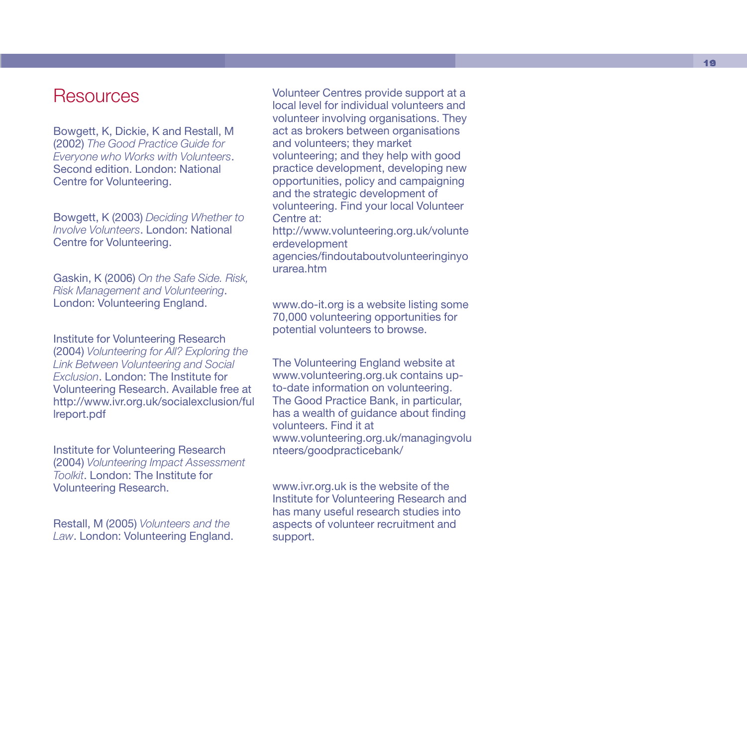# Resources

Bowgett, K, Dickie, K and Restall, M (2002) *The Good Practice Guide for Everyone who Works with Volunteers*. Second edition. London: National Centre for Volunteering.

Bowgett, K (2003) *Deciding Whether to Involve Volunteers*. London: National Centre for Volunteering.

Gaskin, K (2006) *On the Safe Side. Risk, Risk Management and Volunteering*. London: Volunteering England.

Institute for Volunteering Research (2004) *Volunteering for All? Exploring the Link Between Volunteering and Social Exclusion*. London: The Institute for Volunteering Research. Available free at http://www.ivr.org.uk/socialexclusion/fullreport.pdf

Institute for Volunteering Research (2004) *Volunteering Impact Assessment Toolkit*. London: The Institute for Volunteering Research.

Restall, M (2005) *Volunteers and the Law*. London: Volunteering England.

Volunteer Centres provide support at a local level for individual volunteers and volunteer involving organisations. They act as brokers between organisations and volunteers; they market volunteering; and they help with good practice development, developing new opportunities, policy and campaigning and the strategic development of volunteering. Find your local Volunteer Centre at: http://www.volunteering.org.uk/volunteerdevelopment agencies/findoutaboutvolunteeringinyourarea.htm

www.do-it.org is a website listing some 70,000 volunteering opportunities for potential volunteers to browse.

The Volunteering England website at www.volunteering.org.uk contains up-to-date information on volunteering. The Good Practice Bank, in particular, has a wealth of guidance about finding volunteers. Find it at www.volunteering.org.uk/managingvolunteers/goodpracticebank/

www.ivr.org.uk is the website of the Institute for Volunteering Research and has many useful research studies into aspects of volunteer recruitment and support.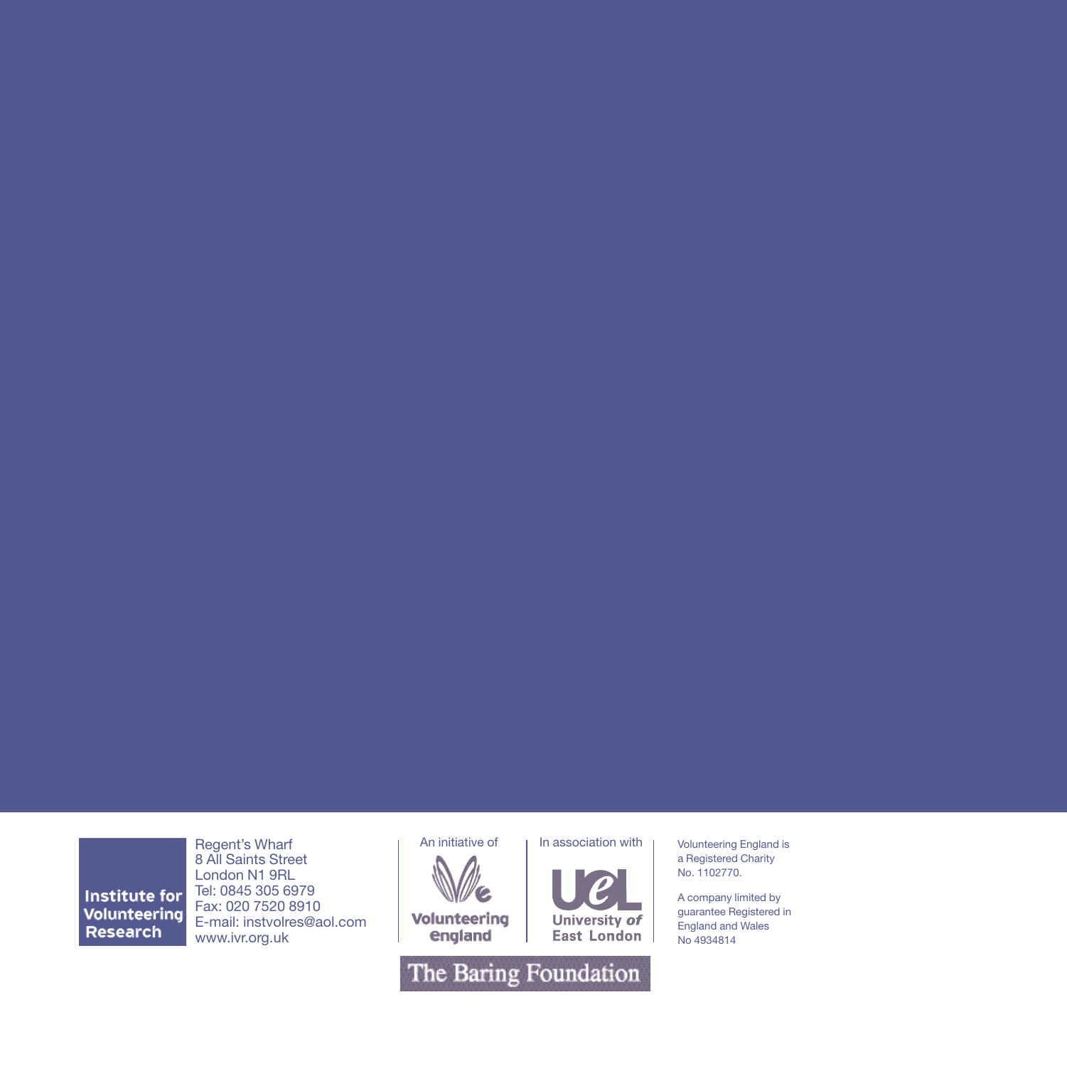Institute for Volunteering Research

Regent's Wharf
8 All Saints Street
London N1 9RL
Tel: 0845 305 6979
Fax: 020 7520 8910
E-mail: instvolres@aol.com
www.ivr.org.uk

An initiative of

Volunteering england

In association with

University of East London

Volunteering England is a Registered Charity No. 1102770.

A company limited by guarantee Registered in England and Wales No 4934814

The Baring Foundation